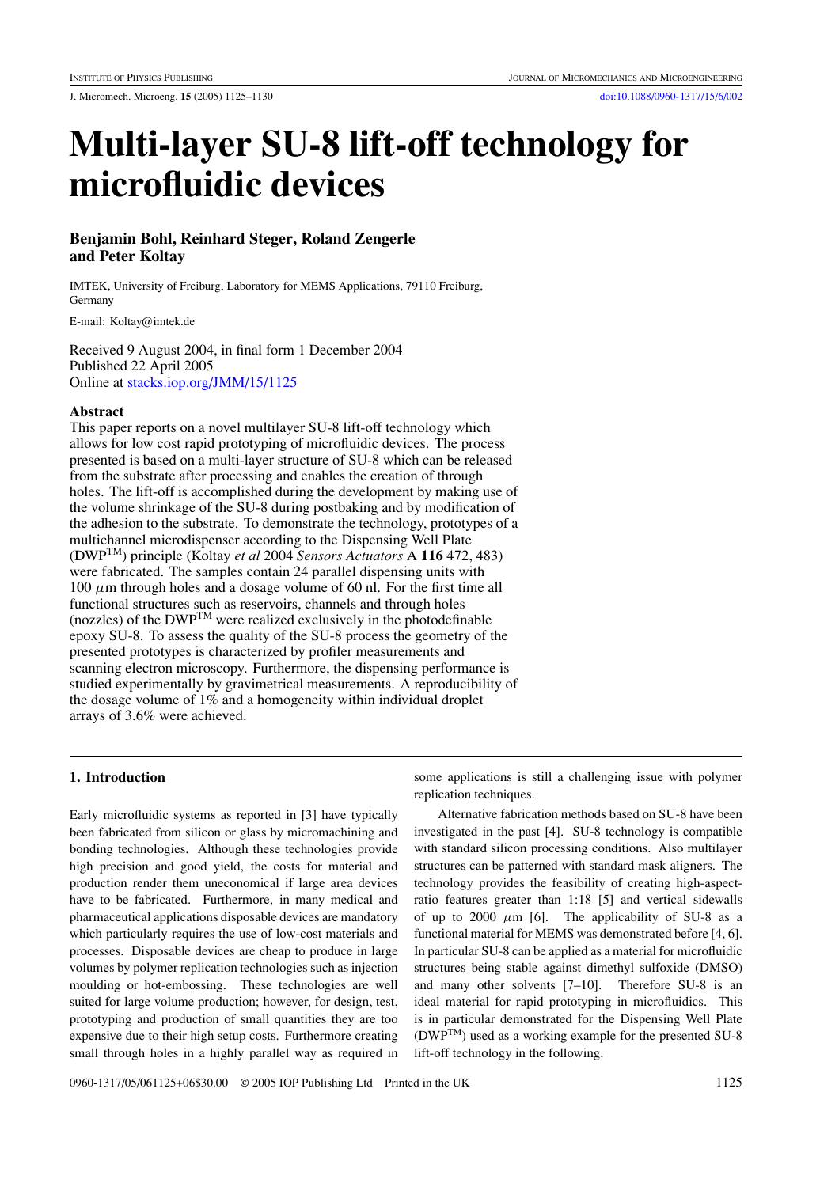# Multi-layer SU-8 lift-off technology for microfluidic devices

**Benjamin Bohl, Reinhard Steger, Roland Zengerle and Peter Koltay**

IMTEK, University of Freiburg, Laboratory for MEMS Applications, 79110 Freiburg, Germany

E-mail: Koltay@imtek.de

Received 9 August 2004, in final form 1 December 2004
Published 22 April 2005
Online at stacks.iop.org/JMM/15/1125

### Abstract

This paper reports on a novel multilayer SU-8 lift-off technology which allows for low cost rapid prototyping of microfluidic devices. The process presented is based on a multi-layer structure of SU-8 which can be released from the substrate after processing and enables the creation of through holes. The lift-off is accomplished during the development by making use of the volume shrinkage of the SU-8 during postbaking and by modification of the adhesion to the substrate. To demonstrate the technology, prototypes of a multichannel microdispenser according to the Dispensing Well Plate (DWP$^{TM}$) principle (Koltay *et al* 2004 *Sensors Actuators* A **116** 472, 483) were fabricated. The samples contain 24 parallel dispensing units with 100 $\mu$m through holes and a dosage volume of 60 nl. For the first time all functional structures such as reservoirs, channels and through holes (nozzles) of the DWP$^{TM}$ were realized exclusively in the photodefinable epoxy SU-8. To assess the quality of the SU-8 process the geometry of the presented prototypes is characterized by profiler measurements and scanning electron microscopy. Furthermore, the dispensing performance is studied experimentally by gravimetrical measurements. A reproducibility of the dosage volume of 1% and a homogeneity within individual droplet arrays of 3.6% were achieved.

## 1. Introduction

Early microfluidic systems as reported in [3] have typically been fabricated from silicon or glass by micromachining and bonding technologies. Although these technologies provide high precision and good yield, the costs for material and production render them uneconomical if large area devices have to be fabricated. Furthermore, in many medical and pharmaceutical applications disposable devices are mandatory which particularly requires the use of low-cost materials and processes. Disposable devices are cheap to produce in large volumes by polymer replication technologies such as injection moulding or hot-embossing. These technologies are well suited for large volume production; however, for design, test, prototyping and production of small quantities they are too expensive due to their high setup costs. Furthermore creating small through holes in a highly parallel way as required in some applications is still a challenging issue with polymer replication techniques.

Alternative fabrication methods based on SU-8 have been investigated in the past [4]. SU-8 technology is compatible with standard silicon processing conditions. Also multilayer structures can be patterned with standard mask aligners. The technology provides the feasibility of creating high-aspect-ratio features greater than 1:18 [5] and vertical sidewalls of up to 2000 $\mu$m [6]. The applicability of SU-8 as a functional material for MEMS was demonstrated before [4, 6]. In particular SU-8 can be applied as a material for microfluidic structures being stable against dimethyl sulfoxide (DMSO) and many other solvents [7–10]. Therefore SU-8 is an ideal material for rapid prototyping in microfluidics. This is in particular demonstrated for the Dispensing Well Plate (DWP$^{TM}$) used as a working example for the presented SU-8 lift-off technology in the following.

0960-1317/05/061125+06$30.00 © 2005 IOP Publishing Ltd Printed in the UK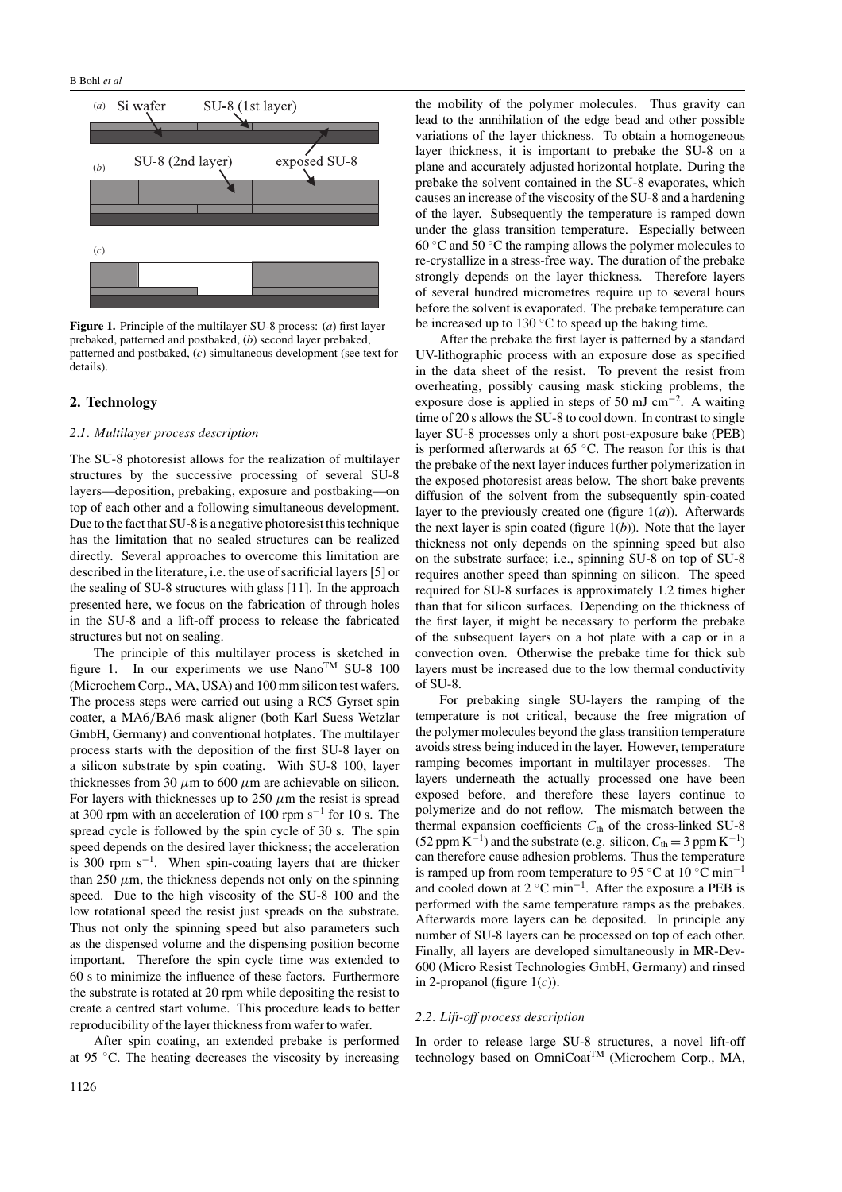**Figure 1.** Principle of the multilayer SU-8 process: (*a*) first layer prebaked, patterned and postbaked, (*b*) second layer prebaked, patterned and postbaked, (*c*) simultaneous development (see text for details).

## 2. Technology

### 2.1. Multilayer process description

The SU-8 photoresist allows for the realization of multilayer structures by the successive processing of several SU-8 layers—deposition, prebaking, exposure and postbaking—on top of each other and a following simultaneous development. Due to the fact that SU-8 is a negative photoresist this technique has the limitation that no sealed structures can be realized directly. Several approaches to overcome this limitation are described in the literature, i.e. the use of sacrificial layers [5] or the sealing of SU-8 structures with glass [11]. In the approach presented here, we focus on the fabrication of through holes in the SU-8 and a lift-off process to release the fabricated structures but not on sealing.

The principle of this multilayer process is sketched in figure 1. In our experiments we use Nano™ SU-8 100 (Microchem Corp., MA, USA) and 100 mm silicon test wafers. The process steps were carried out using a RC5 Gyrset spin coater, a MA6/BA6 mask aligner (both Karl Suess Wetzlar GmbH, Germany) and conventional hotplates. The multilayer process starts with the deposition of the first SU-8 layer on a silicon substrate by spin coating. With SU-8 100, layer thicknesses from 30 $\mu$m to 600 $\mu$m are achievable on silicon. For layers with thicknesses up to 250 $\mu$m the resist is spread at 300 rpm with an acceleration of 100 rpm $s^{-1}$ for 10 s. The spread cycle is followed by the spin cycle of 30 s. The spin speed depends on the desired layer thickness; the acceleration is 300 rpm $s^{-1}$. When spin-coating layers that are thicker than 250 $\mu$m, the thickness depends not only on the spinning speed. Due to the high viscosity of the SU-8 100 and the low rotational speed the resist just spreads on the substrate. Thus not only the spinning speed but also parameters such as the dispensed volume and the dispensing position become important. Therefore the spin cycle time was extended to 60 s to minimize the influence of these factors. Furthermore the substrate is rotated at 20 rpm while depositing the resist to create a centred start volume. This procedure leads to better reproducibility of the layer thickness from wafer to wafer.

After spin coating, an extended prebake is performed at 95 °C. The heating decreases the viscosity by increasing the mobility of the polymer molecules. Thus gravity can lead to the annihilation of the edge bead and other possible variations of the layer thickness. To obtain a homogeneous layer thickness, it is important to prebake the SU-8 on a plane and accurately adjusted horizontal hotplate. During the prebake the solvent contained in the SU-8 evaporates, which causes an increase of the viscosity of the SU-8 and a hardening of the layer. Subsequently the temperature is ramped down under the glass transition temperature. Especially between 60 °C and 50 °C the ramping allows the polymer molecules to re-crystallize in a stress-free way. The duration of the prebake strongly depends on the layer thickness. Therefore layers of several hundred micrometres require up to several hours before the solvent is evaporated. The prebake temperature can be increased up to 130 °C to speed up the baking time.

After the prebake the first layer is patterned by a standard UV-lithographic process with an exposure dose as specified in the data sheet of the resist. To prevent the resist from overheating, possibly causing mask sticking problems, the exposure dose is applied in steps of 50 mJ $cm^{-2}$. A waiting time of 20 s allows the SU-8 to cool down. In contrast to single layer SU-8 processes only a short post-exposure bake (PEB) is performed afterwards at 65 °C. The reason for this is that the prebake of the next layer induces further polymerization in the exposed photoresist areas below. The short bake prevents diffusion of the solvent from the subsequently spin-coated layer to the previously created one (figure 1(*a*)). Afterwards the next layer is spin coated (figure 1(*b*)). Note that the layer thickness not only depends on the spinning speed but also on the substrate surface; i.e., spinning SU-8 on top of SU-8 requires another speed than spinning on silicon. The speed required for SU-8 surfaces is approximately 1.2 times higher than that for silicon surfaces. Depending on the thickness of the first layer, it might be necessary to perform the prebake of the subsequent layers on a hot plate with a cap or in a convection oven. Otherwise the prebake time for thick sub layers must be increased due to the low thermal conductivity of SU-8.

For prebaking single SU-layers the ramping of the temperature is not critical, because the free migration of the polymer molecules beyond the glass transition temperature avoids stress being induced in the layer. However, temperature ramping becomes important in multilayer processes. The layers underneath the actually processed one have been exposed before, and therefore these layers continue to polymerize and do not reflow. The mismatch between the thermal expansion coefficients $C_{th}$ of the cross-linked SU-8 (52 ppm $K^{-1}$) and the substrate (e.g. silicon, $C_{th} = 3$ ppm $K^{-1}$) can therefore cause adhesion problems. Thus the temperature is ramped up from room temperature to 95 °C at 10 °C $min^{-1}$ and cooled down at 2 °C $min^{-1}$. After the exposure a PEB is performed with the same temperature ramps as the prebakes. Afterwards more layers can be deposited. In principle any number of SU-8 layers can be processed on top of each other. Finally, all layers are developed simultaneously in MR-Dev-600 (Micro Resist Technologies GmbH, Germany) and rinsed in 2-propanol (figure 1(*c*)).

### 2.2. Lift-off process description

In order to release large SU-8 structures, a novel lift-off technology based on OmniCoat™ (Microchem Corp., MA,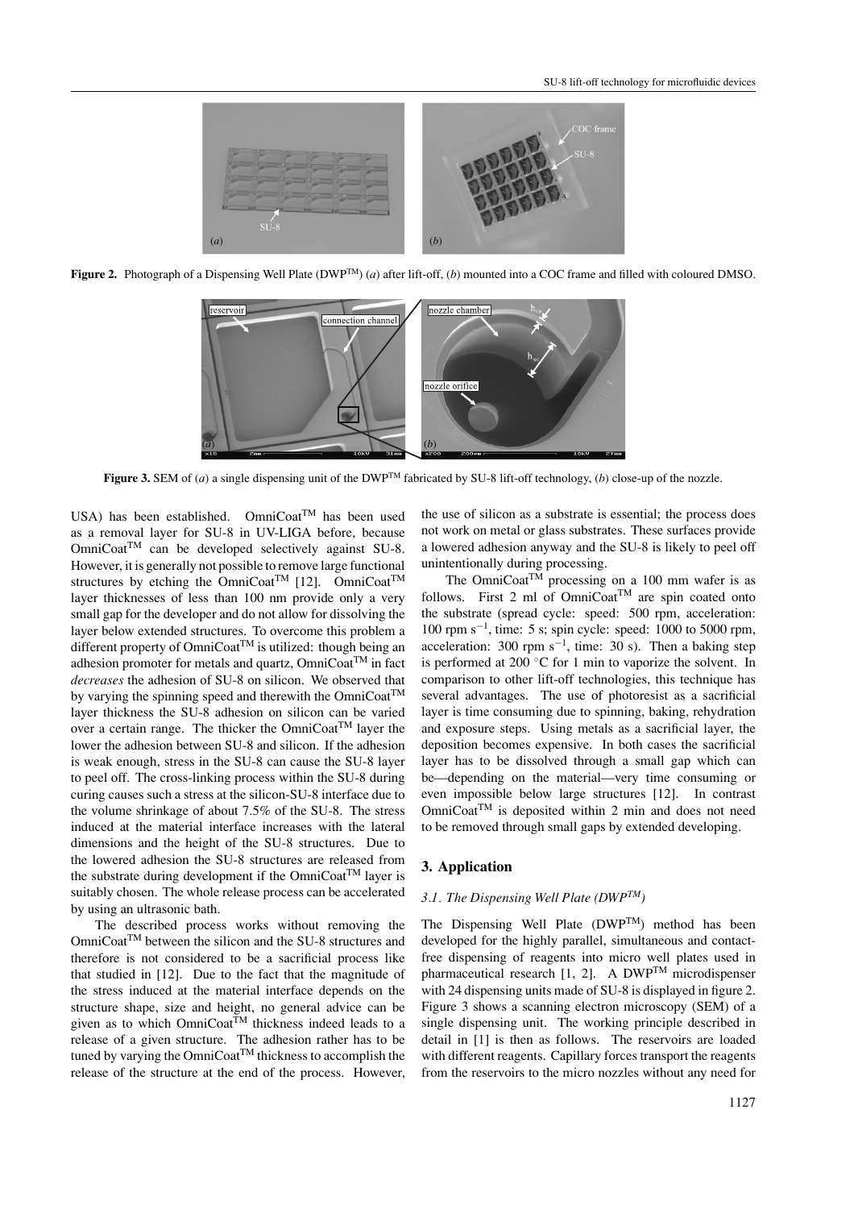**Figure 2.** Photograph of a Dispensing Well Plate (DWP™) (*a*) after lift-off, (*b*) mounted into a COC frame and filled with coloured DMSO.

**Figure 3.** SEM of (*a*) a single dispensing unit of the DWP™ fabricated by SU-8 lift-off technology, (*b*) close-up of the nozzle.

USA) has been established. OmniCoat™ has been used as a removal layer for SU-8 in UV-LIGA before, because OmniCoat™ can be developed selectively against SU-8. However, it is generally not possible to remove large functional structures by etching the OmniCoat™ [12]. OmniCoat™ layer thicknesses of less than 100 nm provide only a very small gap for the developer and do not allow for dissolving the layer below extended structures. To overcome this problem a different property of OmniCoat™ is utilized: though being an adhesion promoter for metals and quartz, OmniCoat™ in fact *decreases* the adhesion of SU-8 on silicon. We observed that by varying the spinning speed and therewith the OmniCoat™ layer thickness the SU-8 adhesion on silicon can be varied over a certain range. The thicker the OmniCoat™ layer the lower the adhesion between SU-8 and silicon. If the adhesion is weak enough, stress in the SU-8 can cause the SU-8 layer to peel off. The cross-linking process within the SU-8 during curing causes such a stress at the silicon-SU-8 interface due to the volume shrinkage of about 7.5% of the SU-8. The stress induced at the material interface increases with the lateral dimensions and the height of the SU-8 structures. Due to the lowered adhesion the SU-8 structures are released from the substrate during development if the OmniCoat™ layer is suitably chosen. The whole release process can be accelerated by using an ultrasonic bath.

The described process works without removing the OmniCoat™ between the silicon and the SU-8 structures and therefore is not considered to be a sacrificial process like that studied in [12]. Due to the fact that the magnitude of the stress induced at the material interface depends on the structure shape, size and height, no general advice can be given as to which OmniCoat™ thickness indeed leads to a release of a given structure. The adhesion rather has to be tuned by varying the OmniCoat™ thickness to accomplish the release of the structure at the end of the process. However, the use of silicon as a substrate is essential; the process does not work on metal or glass substrates. These surfaces provide a lowered adhesion anyway and the SU-8 is likely to peel off unintentionally during processing.

The OmniCoat™ processing on a 100 mm wafer is as follows. First 2 ml of OmniCoat™ are spin coated onto the substrate (spread cycle: speed: 500 rpm, acceleration: 100 rpm $s^{-1}$, time: 5 s; spin cycle: speed: 1000 to 5000 rpm, acceleration: 300 rpm $s^{-1}$, time: 30 s). Then a baking step is performed at 200 °C for 1 min to vaporize the solvent. In comparison to other lift-off technologies, this technique has several advantages. The use of photoresist as a sacrificial layer is time consuming due to spinning, baking, rehydration and exposure steps. Using metals as a sacrificial layer, the deposition becomes expensive. In both cases the sacrificial layer has to be dissolved through a small gap which can be—depending on the material—very time consuming or even impossible below large structures [12]. In contrast OmniCoat™ is deposited within 2 min and does not need to be removed through small gaps by extended developing.

## 3. Application

### *3.1. The Dispensing Well Plate (DWP™)*

The Dispensing Well Plate (DWP™) method has been developed for the highly parallel, simultaneous and contact-free dispensing of reagents into micro well plates used in pharmaceutical research [1, 2]. A DWP™ microdispenser with 24 dispensing units made of SU-8 is displayed in figure 2. Figure 3 shows a scanning electron microscopy (SEM) of a single dispensing unit. The working principle described in detail in [1] is then as follows. The reservoirs are loaded with different reagents. Capillary forces transport the reagents from the reservoirs to the micro nozzles without any need for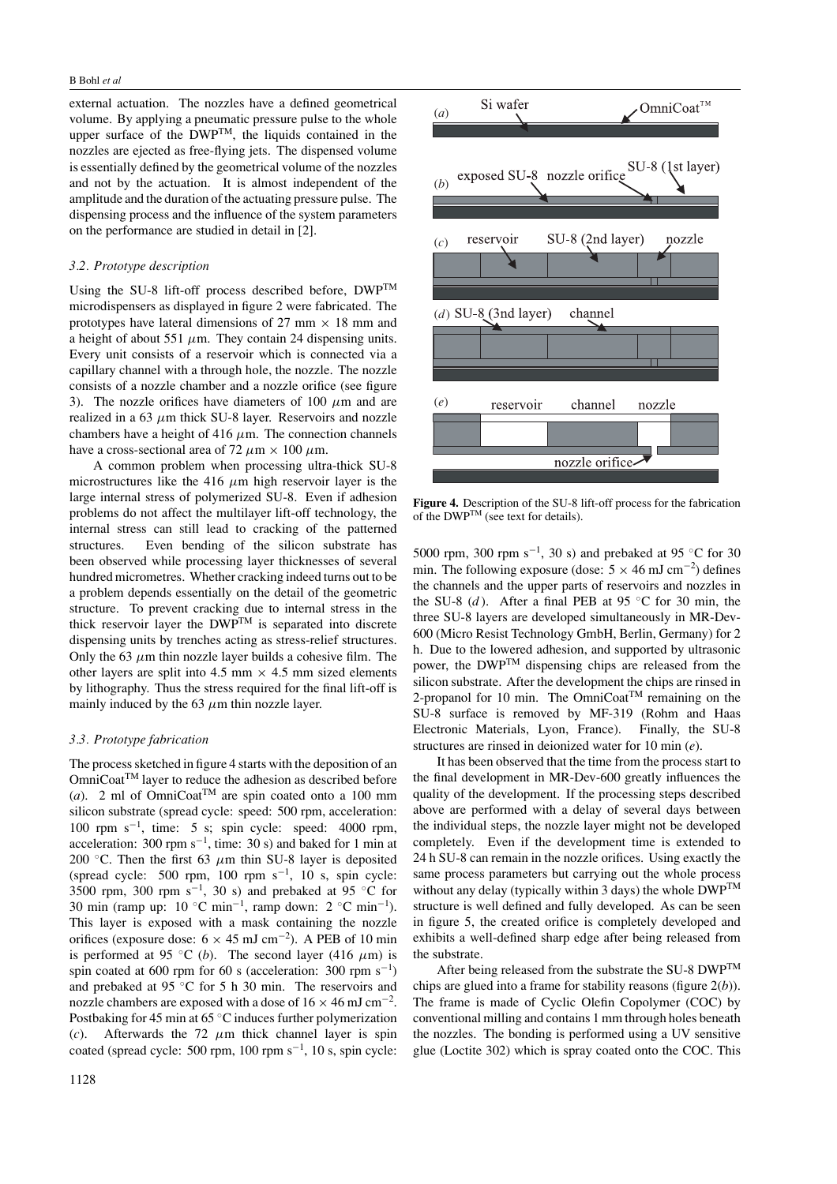external actuation. The nozzles have a defined geometrical volume. By applying a pneumatic pressure pulse to the whole upper surface of the DWP™, the liquids contained in the nozzles are ejected as free-flying jets. The dispensed volume is essentially defined by the geometrical volume of the nozzles and not by the actuation. It is almost independent of the amplitude and the duration of the actuating pressure pulse. The dispensing process and the influence of the system parameters on the performance are studied in detail in [2].

### *3.2. Prototype description*

Using the SU-8 lift-off process described before, DWP™ microdispensers as displayed in figure 2 were fabricated. The prototypes have lateral dimensions of 27 mm × 18 mm and a height of about 551 $\mu$m. They contain 24 dispensing units. Every unit consists of a reservoir which is connected via a capillary channel with a through hole, the nozzle. The nozzle consists of a nozzle chamber and a nozzle orifice (see figure 3). The nozzle orifices have diameters of 100 $\mu$m and are realized in a 63 $\mu$m thick SU-8 layer. Reservoirs and nozzle chambers have a height of 416 $\mu$m. The connection channels have a cross-sectional area of 72 $\mu$m × 100 $\mu$m.

A common problem when processing ultra-thick SU-8 microstructures like the 416 $\mu$m high reservoir layer is the large internal stress of polymerized SU-8. Even if adhesion problems do not affect the multilayer lift-off technology, the internal stress can still lead to cracking of the patterned structures. Even bending of the silicon substrate has been observed while processing layer thicknesses of several hundred micrometres. Whether cracking indeed turns out to be a problem depends essentially on the detail of the geometric structure. To prevent cracking due to internal stress in the thick reservoir layer the DWP™ is separated into discrete dispensing units by trenches acting as stress-relief structures. Only the 63 $\mu$m thin nozzle layer builds a cohesive film. The other layers are split into 4.5 mm × 4.5 mm sized elements by lithography. Thus the stress required for the final lift-off is mainly induced by the 63 $\mu$m thin nozzle layer.

### *3.3. Prototype fabrication*

The process sketched in figure 4 starts with the deposition of an OmniCoat™ layer to reduce the adhesion as described before (*a*). 2 ml of OmniCoat™ are spin coated onto a 100 mm silicon substrate (spread cycle: speed: 500 rpm, acceleration: 100 rpm s$^{-1}$, time: 5 s; spin cycle: speed: 4000 rpm, acceleration: 300 rpm s$^{-1}$, time: 30 s) and baked for 1 min at 200 °C. Then the first 63 $\mu$m thin SU-8 layer is deposited (spread cycle: 500 rpm, 100 rpm s$^{-1}$, 10 s, spin cycle: 3500 rpm, 300 rpm s$^{-1}$, 30 s) and prebaked at 95 °C for 30 min (ramp up: 10 °C min$^{-1}$, ramp down: 2 °C min$^{-1}$). This layer is exposed with a mask containing the nozzle orifices (exposure dose: 6 × 45 mJ cm$^{-2}$). A PEB of 10 min is performed at 95 °C (*b*). The second layer (416 $\mu$m) is spin coated at 600 rpm for 60 s (acceleration: 300 rpm s$^{-1}$) and prebaked at 95 °C for 5 h 30 min. The reservoirs and nozzle chambers are exposed with a dose of 16 × 46 mJ cm$^{-2}$. Postbaking for 45 min at 65 °C induces further polymerization (*c*). Afterwards the 72 $\mu$m thick channel layer is spin coated (spread cycle: 500 rpm, 100 rpm s$^{-1}$, 10 s, spin cycle: 5000 rpm, 300 rpm s$^{-1}$, 30 s) and prebaked at 95 °C for 30 min. The following exposure (dose: 5 × 46 mJ cm$^{-2}$) defines the channels and the upper parts of reservoirs and nozzles in the SU-8 (*d*). After a final PEB at 95 °C for 30 min, the three SU-8 layers are developed simultaneously in MR-Dev-600 (Micro Resist Technology GmbH, Berlin, Germany) for 2 h. Due to the lowered adhesion, and supported by ultrasonic power, the DWP™ dispensing chips are released from the silicon substrate. After the development the chips are rinsed in 2-propanol for 10 min. The OmniCoat™ remaining on the SU-8 surface is removed by MF-319 (Rohm and Haas Electronic Materials, Lyon, France). Finally, the SU-8 structures are rinsed in deionized water for 10 min (*e*).

Figure 4. Description of the SU-8 lift-off process for the fabrication of the DWP™ (see text for details).

It has been observed that the time from the process start to the final development in MR-Dev-600 greatly influences the quality of the development. If the processing steps described above are performed with a delay of several days between the individual steps, the nozzle layer might not be developed completely. Even if the development time is extended to 24 h SU-8 can remain in the nozzle orifices. Using exactly the same process parameters but carrying out the whole process without any delay (typically within 3 days) the whole DWP™ structure is well defined and fully developed. As can be seen in figure 5, the created orifice is completely developed and exhibits a well-defined sharp edge after being released from the substrate.

After being released from the substrate the SU-8 DWP™ chips are glued into a frame for stability reasons (figure 2(*b*)). The frame is made of Cyclic Olefin Copolymer (COC) by conventional milling and contains 1 mm through holes beneath the nozzles. The bonding is performed using a UV sensitive glue (Loctite 302) which is spray coated onto the COC. This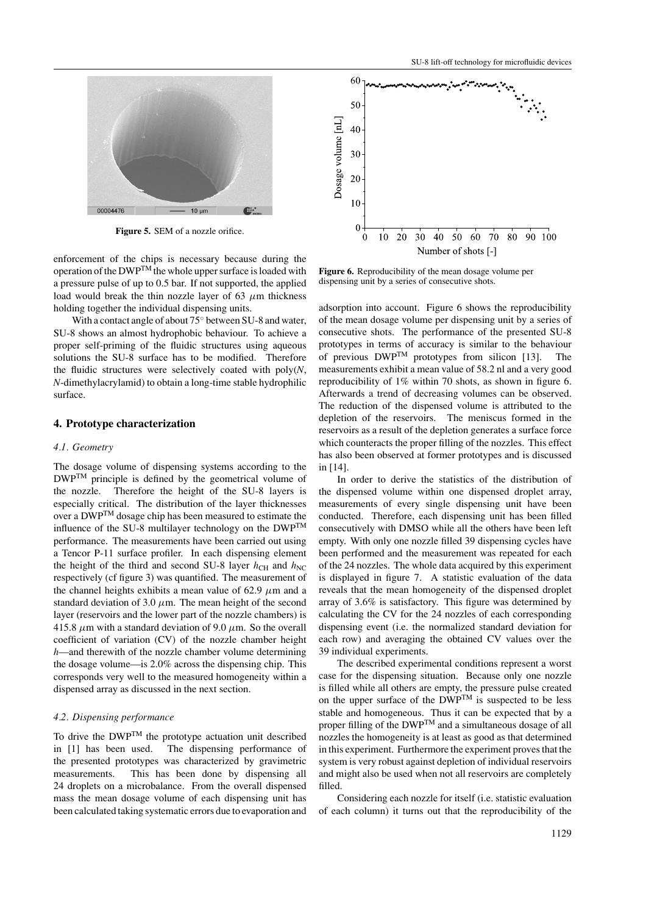Figure 5. SEM of a nozzle orifice.

enforcement of the chips is necessary because during the operation of the DWP$^{TM}$ the whole upper surface is loaded with a pressure pulse of up to 0.5 bar. If not supported, the applied load would break the thin nozzle layer of 63 $\mu$m thickness holding together the individual dispensing units.

With a contact angle of about 75° between SU-8 and water, SU-8 shows an almost hydrophobic behaviour. To achieve a proper self-priming of the fluidic structures using aqueous solutions the SU-8 surface has to be modified. Therefore the fluidic structures were selectively coated with poly(*N*, *N*-dimethylacrylamid) to obtain a long-time stable hydrophilic surface.

## 4. Prototype characterization

### *4.1. Geometry*

The dosage volume of dispensing systems according to the DWP$^{TM}$ principle is defined by the geometrical volume of the nozzle. Therefore the height of the SU-8 layers is especially critical. The distribution of the layer thicknesses over a DWP$^{TM}$ dosage chip has been measured to estimate the influence of the SU-8 multilayer technology on the DWP$^{TM}$ performance. The measurements have been carried out using a Tencor P-11 surface profiler. In each dispensing element the height of the third and second SU-8 layer $h_{CH}$ and $h_{NC}$ respectively (cf figure 3) was quantified. The measurement of the channel heights exhibits a mean value of 62.9 $\mu$m and a standard deviation of 3.0 $\mu$m. The mean height of the second layer (reservoirs and the lower part of the nozzle chambers) is 415.8 $\mu$m with a standard deviation of 9.0 $\mu$m. So the overall coefficient of variation (CV) of the nozzle chamber height $h$—and therewith of the nozzle chamber volume determining the dosage volume—is 2.0% across the dispensing chip. This corresponds very well to the measured homogeneity within a dispensed array as discussed in the next section.

### *4.2. Dispensing performance*

To drive the DWP$^{TM}$ the prototype actuation unit described in [1] has been used. The dispensing performance of the presented prototypes was characterized by gravimetric measurements. This has been done by dispensing all 24 droplets on a microbalance. From the overall dispensed mass the mean dosage volume of each dispensing unit has been calculated taking systematic errors due to evaporation and adsorption into account. Figure 6 shows the reproducibility of the mean dosage volume per dispensing unit by a series of consecutive shots. The performance of the presented SU-8 prototypes in terms of accuracy is similar to the behaviour of previous DWP$^{TM}$ prototypes from silicon [13]. The measurements exhibit a mean value of 58.2 nl and a very good reproducibility of 1% within 70 shots, as shown in figure 6. Afterwards a trend of decreasing volumes can be observed. The reduction of the dispensed volume is attributed to the depletion of the reservoirs. The meniscus formed in the reservoirs as a result of the depletion generates a surface force which counteracts the proper filling of the nozzles. This effect has also been observed at former prototypes and is discussed in [14].

Figure 6. Reproducibility of the mean dosage volume per dispensing unit by a series of consecutive shots.

In order to derive the statistics of the distribution of the dispensed volume within one dispensed droplet array, measurements of every single dispensing unit have been conducted. Therefore, each dispensing unit has been filled consecutively with DMSO while all the others have been left empty. With only one nozzle filled 39 dispensing cycles have been performed and the measurement was repeated for each of the 24 nozzles. The whole data acquired by this experiment is displayed in figure 7. A statistic evaluation of the data reveals that the mean homogeneity of the dispensed droplet array of 3.6% is satisfactory. This figure was determined by calculating the CV for the 24 nozzles of each corresponding dispensing event (i.e. the normalized standard deviation for each row) and averaging the obtained CV values over the 39 individual experiments.

The described experimental conditions represent a worst case for the dispensing situation. Because only one nozzle is filled while all others are empty, the pressure pulse created on the upper surface of the DWP$^{TM}$ is suspected to be less stable and homogeneous. Thus it can be expected that by a proper filling of the DWP$^{TM}$ and a simultaneous dosage of all nozzles the homogeneity is at least as good as that determined in this experiment. Furthermore the experiment proves that the system is very robust against depletion of individual reservoirs and might also be used when not all reservoirs are completely filled.

Considering each nozzle for itself (i.e. statistic evaluation of each column) it turns out that the reproducibility of the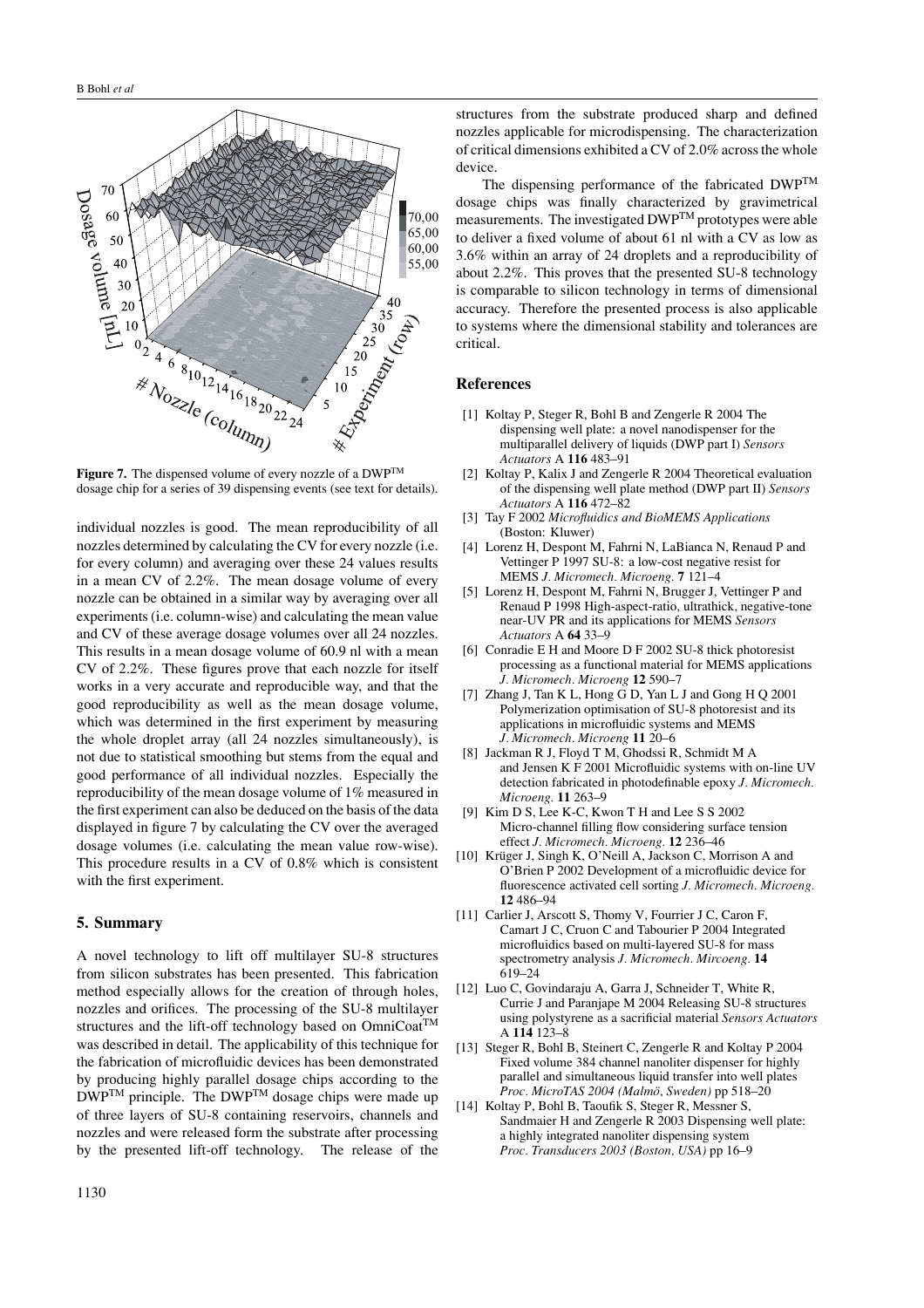Dosage volume [nL]

70
60
50
40
30
20
10
0

2 4 6 8 10 12 14 16 18 20 22 24

# Nozzle (column)

5 10 15 20 25 30 35 40

# Experiment (row)

70,00
65,00
60,00
55,00

**Figure 7.** The dispensed volume of every nozzle of a DWP™ dosage chip for a series of 39 dispensing events (see text for details).

individual nozzles is good. The mean reproducibility of all nozzles determined by calculating the CV for every nozzle (i.e. for every column) and averaging over these 24 values results in a mean CV of 2.2%. The mean dosage volume of every nozzle can be obtained in a similar way by averaging over all experiments (i.e. column-wise) and calculating the mean value and CV of these average dosage volumes over all 24 nozzles. This results in a mean dosage volume of 60.9 nl with a mean CV of 2.2%. These figures prove that each nozzle for itself works in a very accurate and reproducible way, and that the good reproducibility as well as the mean dosage volume, which was determined in the first experiment by measuring the whole droplet array (all 24 nozzles simultaneously), is not due to statistical smoothing but stems from the equal and good performance of all individual nozzles. Especially the reproducibility of the mean dosage volume of 1% measured in the first experiment can also be deduced on the basis of the data displayed in figure 7 by calculating the CV over the averaged dosage volumes (i.e. calculating the mean value row-wise). This procedure results in a CV of 0.8% which is consistent with the first experiment.

## 5. Summary

A novel technology to lift off multilayer SU-8 structures from silicon substrates has been presented. This fabrication method especially allows for the creation of through holes, nozzles and orifices. The processing of the SU-8 multilayer structures and the lift-off technology based on OmniCoat™ was described in detail. The applicability of this technique for the fabrication of microfluidic devices has been demonstrated by producing highly parallel dosage chips according to the DWP™ principle. The DWP™ dosage chips were made up of three layers of SU-8 containing reservoirs, channels and nozzles and were released form the substrate after processing by the presented lift-off technology. The release of the structures from the substrate produced sharp and defined nozzles applicable for microdispensing. The characterization of critical dimensions exhibited a CV of 2.0% across the whole device.

The dispensing performance of the fabricated DWP™ dosage chips was finally characterized by gravimetrical measurements. The investigated DWP™ prototypes were able to deliver a fixed volume of about 61 nl with a CV as low as 3.6% within an array of 24 droplets and a reproducibility of about 2.2%. This proves that the presented SU-8 technology is comparable to silicon technology in terms of dimensional accuracy. Therefore the presented process is also applicable to systems where the dimensional stability and tolerances are critical.

## References

[1] Koltay P, Steger R, Bohl B and Zengerle R 2004 The dispensing well plate: a novel nanodispenser for the multiparallel delivery of liquids (DWP part I) *Sensors Actuators* A **116** 483–91

[2] Koltay P, Kalix J and Zengerle R 2004 Theoretical evaluation of the dispensing well plate method (DWP part II) *Sensors Actuators* A **116** 472–82

[3] Tay F 2002 *Microfluidics and BioMEMS Applications* (Boston: Kluwer)

[4] Lorenz H, Despont M, Fahrni N, LaBianca N, Renaud P and Vettinger P 1997 SU-8: a low-cost negative resist for MEMS *J. Micromech. Microeng.* **7** 121–4

[5] Lorenz H, Despont M, Fahrni N, Brugger J, Vettinger P and Renaud P 1998 High-aspect-ratio, ultrathick, negative-tone near-UV PR and its applications for MEMS *Sensors Actuators* A **64** 33–9

[6] Conradie E H and Moore D F 2002 SU-8 thick photoresist processing as a functional material for MEMS applications *J. Micromech. Microeng* **12** 590–7

[7] Zhang J, Tan K L, Hong G D, Yan L J and Gong H Q 2001 Polymerization optimisation of SU-8 photoresist and its applications in microfluidic systems and MEMS *J. Micromech. Microeng* **11** 20–6

[8] Jackman R J, Floyd T M, Ghodssi R, Schmidt M A and Jensen K F 2001 Microfluidic systems with on-line UV detection fabricated in photodefinable epoxy *J. Micromech. Microeng.* **11** 263–9

[9] Kim D S, Lee K-C, Kwon T H and Lee S S 2002 Micro-channel filling flow considering surface tension effect *J. Micromech. Microeng.* **12** 236–46

[10] Krüger J, Singh K, O'Neill A, Jackson C, Morrison A and O'Brien P 2002 Development of a microfluidic device for fluorescence activated cell sorting *J. Micromech. Microeng.* **12** 486–94

[11] Carlier J, Arscott S, Thomy V, Fourrier J C, Caron F, Camart J C, Cruon C and Tabourier P 2004 Integrated microfluidics based on multi-layered SU-8 for mass spectrometry analysis *J. Micromech. Mircoeng.* **14** 619–24

[12] Luo C, Govindaraju A, Garra J, Schneider T, White R, Currie J and Paranjape M 2004 Releasing SU-8 structures using polystyrene as a sacrificial material *Sensors Actuators* A **114** 123–8

[13] Steger R, Bohl B, Steinert C, Zengerle R and Koltay P 2004 Fixed volume 384 channel nanoliter dispenser for highly parallel and simultaneous liquid transfer into well plates *Proc. MicroTAS 2004 (Malmö, Sweden)* pp 518–20

[14] Koltay P, Bohl B, Taoufik S, Steger R, Messner S, Sandmaier H and Zengerle R 2003 Dispensing well plate: a highly integrated nanoliter dispensing system *Proc. Transducers 2003 (Boston, USA)* pp 16–9